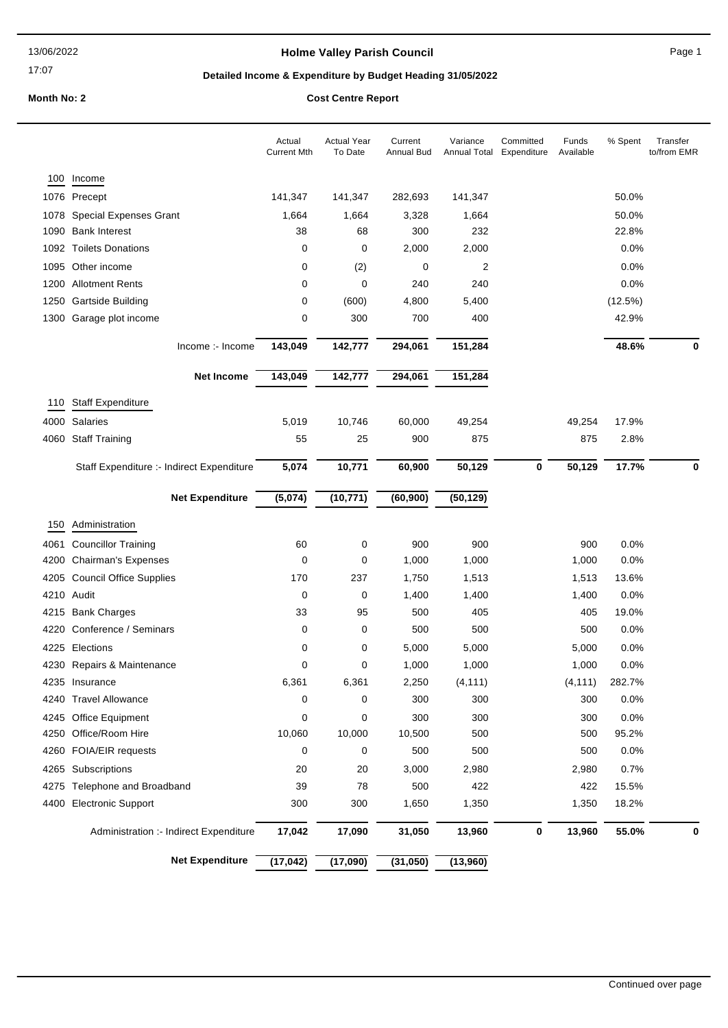# Holme Valley Parish Council

13/06/2022

17:07

## Detailed Income & Expenditure by Budget Heading 31/05/2022

**Month No: 2**

**Cost Centre Report**

| | | Actual Current Mth | Actual Year To Date | Current Annual Bud | Variance Annual Total | Committed Expenditure | Funds Available | % Spent | Transfer to/from EMR |
|---|---|---|---|---|---|---|---|---|---|
| **100** | **Income** | | | | | | | | |
| 1076 | Precept | 141,347 | 141,347 | 282,693 | 141,347 | | | 50.0% | |
| 1078 | Special Expenses Grant | 1,664 | 1,664 | 3,328 | 1,664 | | | 50.0% | |
| 1090 | Bank Interest | 38 | 68 | 300 | 232 | | | 22.8% | |
| 1092 | Toilets Donations | 0 | 0 | 2,000 | 2,000 | | | 0.0% | |
| 1095 | Other income | 0 | (2) | 0 | 2 | | | 0.0% | |
| 1200 | Allotment Rents | 0 | 0 | 240 | 240 | | | 0.0% | |
| 1250 | Gartside Building | 0 | (600) | 4,800 | 5,400 | | | (12.5%) | |
| 1300 | Garage plot income | 0 | 300 | 700 | 400 | | | 42.9% | |
| | Income :- Income | **143,049** | **142,777** | **294,061** | **151,284** | | | **48.6%** | **0** |
| | **Net Income** | **143,049** | **142,777** | **294,061** | **151,284** | | | | |
| **110** | **Staff Expenditure** | | | | | | | | |
| 4000 | Salaries | 5,019 | 10,746 | 60,000 | 49,254 | | 49,254 | 17.9% | |
| 4060 | Staff Training | 55 | 25 | 900 | 875 | | 875 | 2.8% | |
| | Staff Expenditure :- Indirect Expenditure | **5,074** | **10,771** | **60,900** | **50,129** | **0** | **50,129** | **17.7%** | **0** |
| | **Net Expenditure** | **(5,074)** | **(10,771)** | **(60,900)** | **(50,129)** | | | | |
| **150** | **Administration** | | | | | | | | |
| 4061 | Councillor Training | 60 | 0 | 900 | 900 | | 900 | 0.0% | |
| 4200 | Chairman's Expenses | 0 | 0 | 1,000 | 1,000 | | 1,000 | 0.0% | |
| 4205 | Council Office Supplies | 170 | 237 | 1,750 | 1,513 | | 1,513 | 13.6% | |
| 4210 | Audit | 0 | 0 | 1,400 | 1,400 | | 1,400 | 0.0% | |
| 4215 | Bank Charges | 33 | 95 | 500 | 405 | | 405 | 19.0% | |
| 4220 | Conference / Seminars | 0 | 0 | 500 | 500 | | 500 | 0.0% | |
| 4225 | Elections | 0 | 0 | 5,000 | 5,000 | | 5,000 | 0.0% | |
| 4230 | Repairs & Maintenance | 0 | 0 | 1,000 | 1,000 | | 1,000 | 0.0% | |
| 4235 | Insurance | 6,361 | 6,361 | 2,250 | (4,111) | | (4,111) | 282.7% | |
| 4240 | Travel Allowance | 0 | 0 | 300 | 300 | | 300 | 0.0% | |
| 4245 | Office Equipment | 0 | 0 | 300 | 300 | | 300 | 0.0% | |
| 4250 | Office/Room Hire | 10,060 | 10,000 | 10,500 | 500 | | 500 | 95.2% | |
| 4260 | FOIA/EIR requests | 0 | 0 | 500 | 500 | | 500 | 0.0% | |
| 4265 | Subscriptions | 20 | 20 | 3,000 | 2,980 | | 2,980 | 0.7% | |
| 4275 | Telephone and Broadband | 39 | 78 | 500 | 422 | | 422 | 15.5% | |
| 4400 | Electronic Support | 300 | 300 | 1,650 | 1,350 | | 1,350 | 18.2% | |
| | Administration :- Indirect Expenditure | **17,042** | **17,090** | **31,050** | **13,960** | **0** | **13,960** | **55.0%** | **0** |
| | **Net Expenditure** | **(17,042)** | **(17,090)** | **(31,050)** | **(13,960)** | | | | |

Continued over page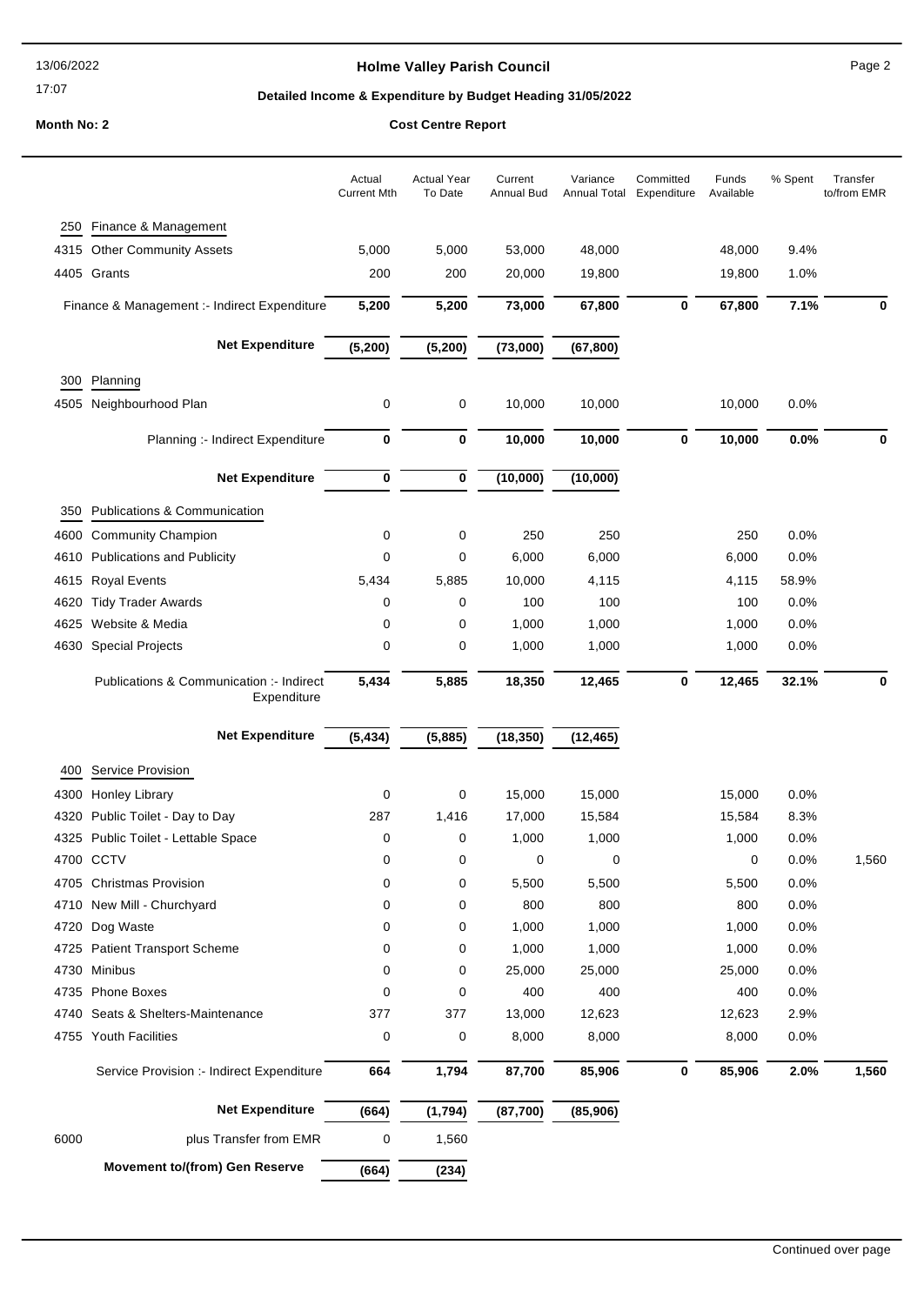# Holme Valley Parish Council

13/06/2022
17:07

**Detailed Income & Expenditure by Budget Heading 31/05/2022**

**Month No: 2** **Cost Centre Report**

| | | Actual Current Mth | Actual Year To Date | Current Annual Bud | Variance Annual Total | Committed Expenditure | Funds Available | % Spent | Transfer to/from EMR |
|---|---|---|---|---|---|---|---|---|---|
| **250** | **Finance & Management** | | | | | | | | |
| 4315 | Other Community Assets | 5,000 | 5,000 | 53,000 | 48,000 | | 48,000 | 9.4% | |
| 4405 | Grants | 200 | 200 | 20,000 | 19,800 | | 19,800 | 1.0% | |
| | Finance & Management :- Indirect Expenditure | **5,200** | **5,200** | **73,000** | **67,800** | **0** | **67,800** | **7.1%** | **0** |
| | **Net Expenditure** | **(5,200)** | **(5,200)** | **(73,000)** | **(67,800)** | | | | |
| **300** | **Planning** | | | | | | | | |
| 4505 | Neighbourhood Plan | 0 | 0 | 10,000 | 10,000 | | 10,000 | 0.0% | |
| | Planning :- Indirect Expenditure | **0** | **0** | **10,000** | **10,000** | **0** | **10,000** | **0.0%** | **0** |
| | **Net Expenditure** | **0** | **0** | **(10,000)** | **(10,000)** | | | | |
| **350** | **Publications & Communication** | | | | | | | | |
| 4600 | Community Champion | 0 | 0 | 250 | 250 | | 250 | 0.0% | |
| 4610 | Publications and Publicity | 0 | 0 | 6,000 | 6,000 | | 6,000 | 0.0% | |
| 4615 | Royal Events | 5,434 | 5,885 | 10,000 | 4,115 | | 4,115 | 58.9% | |
| 4620 | Tidy Trader Awards | 0 | 0 | 100 | 100 | | 100 | 0.0% | |
| 4625 | Website & Media | 0 | 0 | 1,000 | 1,000 | | 1,000 | 0.0% | |
| 4630 | Special Projects | 0 | 0 | 1,000 | 1,000 | | 1,000 | 0.0% | |
| | Publications & Communication :- Indirect Expenditure | **5,434** | **5,885** | **18,350** | **12,465** | **0** | **12,465** | **32.1%** | **0** |
| | **Net Expenditure** | **(5,434)** | **(5,885)** | **(18,350)** | **(12,465)** | | | | |
| **400** | **Service Provision** | | | | | | | | |
| 4300 | Honley Library | 0 | 0 | 15,000 | 15,000 | | 15,000 | 0.0% | |
| 4320 | Public Toilet - Day to Day | 287 | 1,416 | 17,000 | 15,584 | | 15,584 | 8.3% | |
| 4325 | Public Toilet - Lettable Space | 0 | 0 | 1,000 | 1,000 | | 1,000 | 0.0% | |
| 4700 | CCTV | 0 | 0 | 0 | 0 | | 0 | 0.0% | 1,560 |
| 4705 | Christmas Provision | 0 | 0 | 5,500 | 5,500 | | 5,500 | 0.0% | |
| 4710 | New Mill - Churchyard | 0 | 0 | 800 | 800 | | 800 | 0.0% | |
| 4720 | Dog Waste | 0 | 0 | 1,000 | 1,000 | | 1,000 | 0.0% | |
| 4725 | Patient Transport Scheme | 0 | 0 | 1,000 | 1,000 | | 1,000 | 0.0% | |
| 4730 | Minibus | 0 | 0 | 25,000 | 25,000 | | 25,000 | 0.0% | |
| 4735 | Phone Boxes | 0 | 0 | 400 | 400 | | 400 | 0.0% | |
| 4740 | Seats & Shelters-Maintenance | 377 | 377 | 13,000 | 12,623 | | 12,623 | 2.9% | |
| 4755 | Youth Facilities | 0 | 0 | 8,000 | 8,000 | | 8,000 | 0.0% | |
| | Service Provision :- Indirect Expenditure | **664** | **1,794** | **87,700** | **85,906** | **0** | **85,906** | **2.0%** | **1,560** |
| | **Net Expenditure** | **(664)** | **(1,794)** | **(87,700)** | **(85,906)** | | | | |
| 6000 | plus Transfer from EMR | 0 | 1,560 | | | | | | |
| | **Movement to/(from) Gen Reserve** | **(664)** | **(234)** | | | | | | |

Continued over page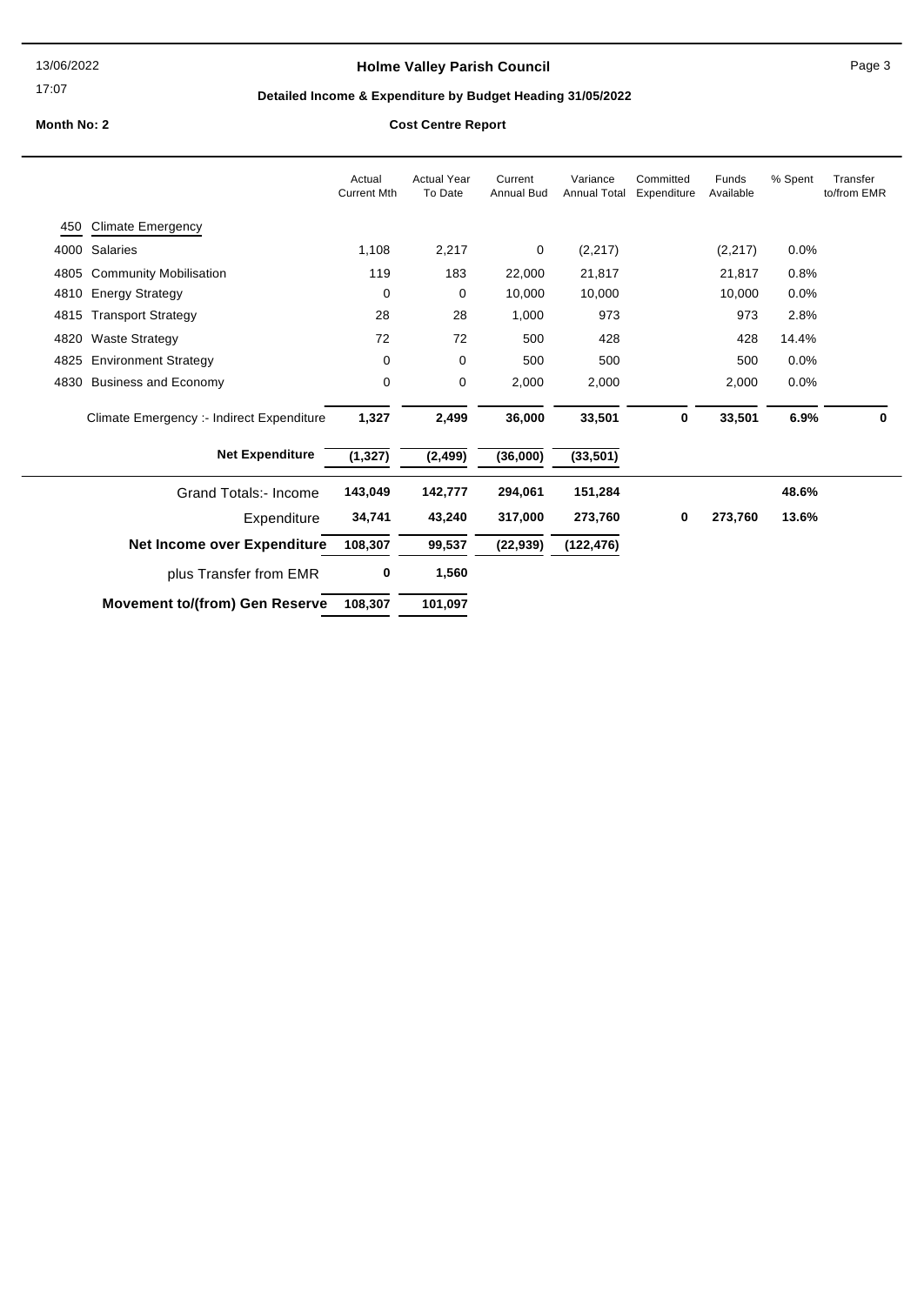**Holme Valley Parish Council**

**Detailed Income & Expenditure by Budget Heading 31/05/2022**

**Month No: 2**

**Cost Centre Report**

| | Actual Current Mth | Actual Year To Date | Current Annual Bud | Variance Annual Total | Committed Expenditure | Funds Available | % Spent | Transfer to/from EMR |
|---|---|---|---|---|---|---|---|---|
| **450 Climate Emergency** | | | | | | | | |
| 4000 Salaries | 1,108 | 2,217 | 0 | (2,217) | | (2,217) | 0.0% | |
| 4805 Community Mobilisation | 119 | 183 | 22,000 | 21,817 | | 21,817 | 0.8% | |
| 4810 Energy Strategy | 0 | 0 | 10,000 | 10,000 | | 10,000 | 0.0% | |
| 4815 Transport Strategy | 28 | 28 | 1,000 | 973 | | 973 | 2.8% | |
| 4820 Waste Strategy | 72 | 72 | 500 | 428 | | 428 | 14.4% | |
| 4825 Environment Strategy | 0 | 0 | 500 | 500 | | 500 | 0.0% | |
| 4830 Business and Economy | 0 | 0 | 2,000 | 2,000 | | 2,000 | 0.0% | |
| Climate Emergency :- Indirect Expenditure | **1,327** | **2,499** | **36,000** | **33,501** | **0** | **33,501** | **6.9%** | **0** |
| **Net Expenditure** | **(1,327)** | **(2,499)** | **(36,000)** | **(33,501)** | | | | |
| Grand Totals:- Income | **143,049** | **142,777** | **294,061** | **151,284** | | | **48.6%** | |
| Expenditure | **34,741** | **43,240** | **317,000** | **273,760** | **0** | **273,760** | **13.6%** | |
| **Net Income over Expenditure** | **108,307** | **99,537** | **(22,939)** | **(122,476)** | | | | |
| plus Transfer from EMR | **0** | **1,560** | | | | | | |
| **Movement to/(from) Gen Reserve** | **108,307** | **101,097** | | | | | | |